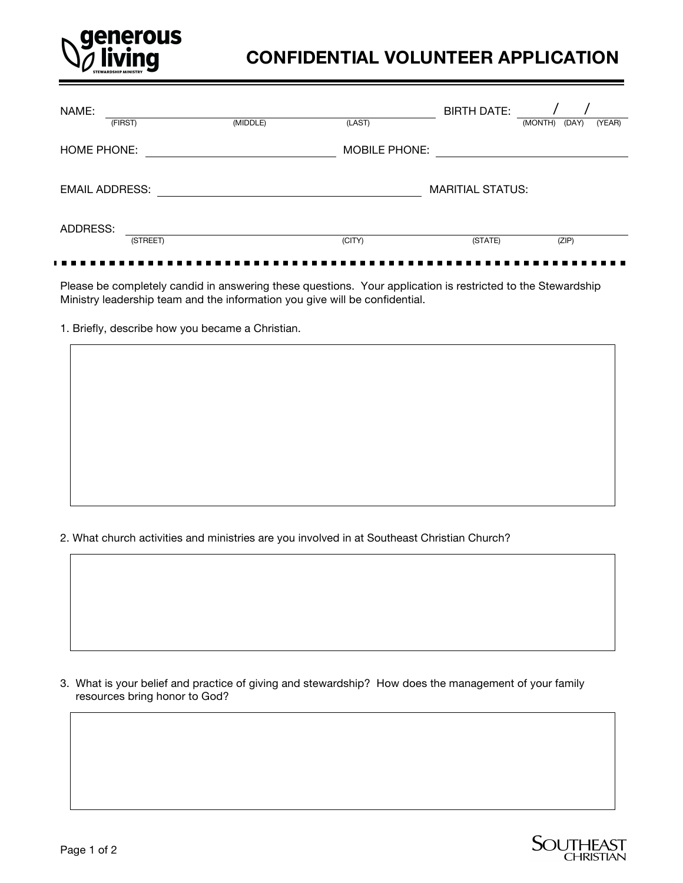generous living
STEWARDSHIP MINISTRY

# CONFIDENTIAL VOLUNTEER APPLICATION

NAME: ______________________________________________ BIRTH DATE: ____ / ____ / ____
(FIRST) (MIDDLE) (LAST) (MONTH) (DAY) (YEAR)

HOME PHONE: ______________________ MOBILE PHONE: ______________________

EMAIL ADDRESS: ______________________________ MARITIAL STATUS:

ADDRESS: ______________________________________________
(STREET) (CITY) (STATE) (ZIP)

---

Please be completely candid in answering these questions. Your application is restricted to the Stewardship Ministry leadership team and the information you give will be confidential.

1. Briefly, describe how you became a Christian.

2. What church activities and ministries are you involved in at Southeast Christian Church?

3. What is your belief and practice of giving and stewardship? How does the management of your family resources bring honor to God?

SOUTHEAST CHRISTIAN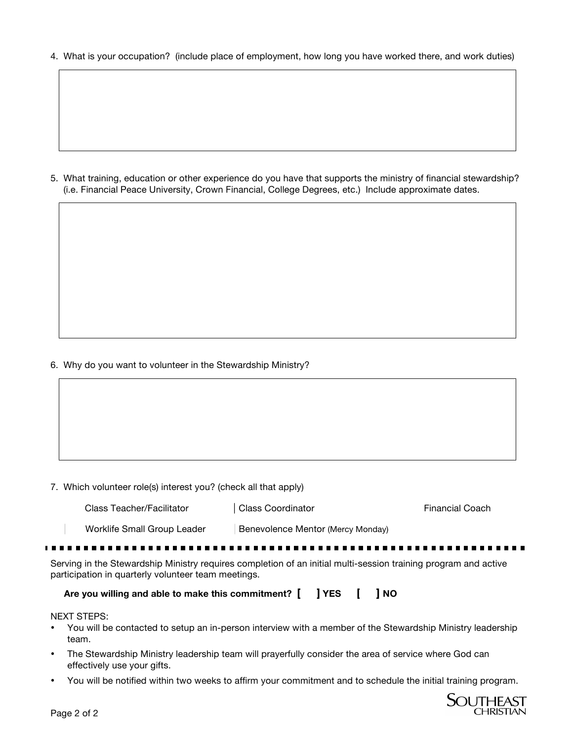4. What is your occupation? (include place of employment, how long you have worked there, and work duties)

5. What training, education or other experience do you have that supports the ministry of financial stewardship? (i.e. Financial Peace University, Crown Financial, College Degrees, etc.) Include approximate dates.

6. Why do you want to volunteer in the Stewardship Ministry?

7. Which volunteer role(s) interest you? (check all that apply)

| | | |
|---|---|---|
| Class Teacher/Facilitator | Class Coordinator | Financial Coach |
| Worklife Small Group Leader | Benevolence Mentor (Mercy Monday) | |

---

Serving in the Stewardship Ministry requires completion of an initial multi-session training program and active participation in quarterly volunteer team meetings.

**Are you willing and able to make this commitment? [ ] YES [ ] NO**

NEXT STEPS:

- You will be contacted to setup an in-person interview with a member of the Stewardship Ministry leadership team.
- The Stewardship Ministry leadership team will prayerfully consider the area of service where God can effectively use your gifts.
- You will be notified within two weeks to affirm your commitment and to schedule the initial training program.

SOUTHEAST CHRISTIAN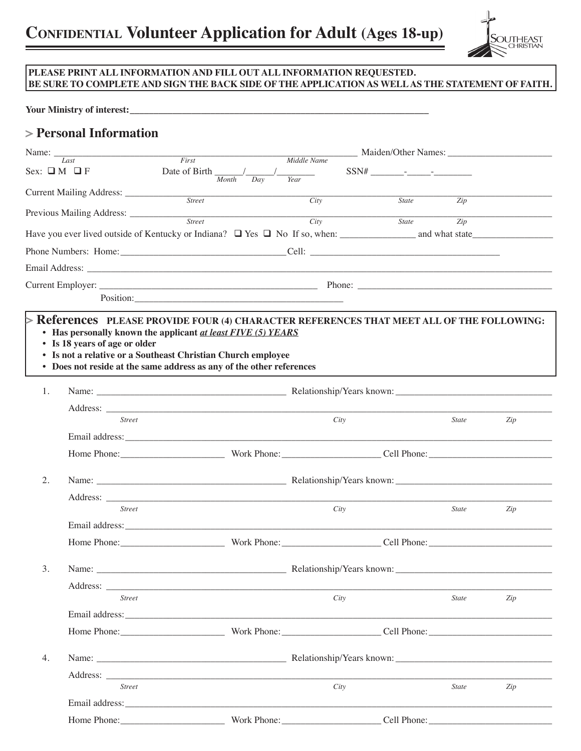# CONFIDENTIAL Volunteer Application for Adult (Ages 18-up)

SOUTHEAST CHRISTIAN

**PLEASE PRINT ALL INFORMATION AND FILL OUT ALL INFORMATION REQUESTED.**
**BE SURE TO COMPLETE AND SIGN THE BACK SIDE OF THE APPLICATION AS WELL AS THE STATEMENT OF FAITH.**

**Your Ministry of interest:**\_\_\_\_\_\_\_\_\_\_\_\_\_\_\_\_\_\_\_\_\_\_\_\_\_\_\_\_\_\_\_\_\_\_\_\_\_\_\_\_

## > Personal Information

Name: \_\_\_\_\_\_\_\_\_\_\_\_\_\_\_\_\_\_\_\_\_\_\_\_\_\_\_\_\_\_\_\_\_\_\_\_\_\_\_\_ Maiden/Other Names: \_\_\_\_\_\_\_\_\_\_\_\_\_\_\_\_\_\_\_\_
*Last* *First* *Middle Name*

Sex: ❑ M ❑ F Date of Birth \_\_\_\_\_\_/\_\_\_\_\_\_/\_\_\_\_\_\_\_\_ SSN# \_\_\_\_\_\_\_-\_\_\_\_\_-\_\_\_\_\_\_\_\_
*Month* *Day* *Year*

Current Mailing Address: \_\_\_\_\_\_\_\_\_\_\_\_\_\_\_\_\_\_\_\_\_\_\_\_\_\_\_\_\_\_\_\_\_\_\_\_\_\_\_\_\_\_\_\_\_\_\_\_\_\_
*Street* *City* *State* *Zip*

Previous Mailing Address: \_\_\_\_\_\_\_\_\_\_\_\_\_\_\_\_\_\_\_\_\_\_\_\_\_\_\_\_\_\_\_\_\_\_\_\_\_\_\_\_\_\_\_\_\_\_\_\_\_\_
*Street* *City* *State* *Zip*

Have you ever lived outside of Kentucky or Indiana? ❑ Yes ❑ No If so, when: \_\_\_\_\_\_\_\_\_\_\_\_\_\_\_\_ and what state\_\_\_\_\_\_\_\_\_\_\_\_\_\_\_\_\_\_

Phone Numbers: Home:\_\_\_\_\_\_\_\_\_\_\_\_\_\_\_\_\_\_\_\_\_\_\_\_\_\_\_\_\_\_\_\_\_\_\_Cell: \_\_\_\_\_\_\_\_\_\_\_\_\_\_\_\_\_\_\_\_\_\_\_\_\_\_\_\_\_\_\_\_\_\_\_\_\_\_\_\_

Email Address: \_\_\_\_\_\_\_\_\_\_\_\_\_\_\_\_\_\_\_\_\_\_\_\_\_\_\_\_\_\_\_\_\_\_\_\_\_\_\_\_\_\_\_\_\_\_\_\_\_\_\_\_\_\_\_\_\_\_\_\_\_\_\_\_\_\_\_\_\_\_\_\_

Current Employer: \_\_\_\_\_\_\_\_\_\_\_\_\_\_\_\_\_\_\_\_\_\_\_\_\_\_\_\_\_\_\_\_\_\_\_\_\_\_\_\_\_\_\_\_\_\_ Phone: \_\_\_\_\_\_\_\_\_\_\_\_\_\_\_\_\_\_\_\_\_\_\_\_\_\_\_\_\_\_\_\_\_\_\_\_\_\_\_\_

Position:\_\_\_\_\_\_\_\_\_\_\_\_\_\_\_\_\_\_\_\_\_\_\_\_\_\_\_\_\_\_\_\_\_\_\_\_\_\_\_\_\_\_\_\_

## > References **PLEASE PROVIDE FOUR (4) CHARACTER REFERENCES THAT MEET ALL OF THE FOLLOWING:**

- **Has personally known the applicant *at least FIVE (5) YEARS***
- **Is 18 years of age or older**
- **Is not a relative or a Southeast Christian Church employee**
- **Does not reside at the same address as any of the other references**

1. Name: \_\_\_\_\_\_\_\_\_\_\_\_\_\_\_\_\_\_\_\_\_\_\_\_\_\_\_\_\_\_\_\_\_\_\_\_\_\_\_\_ Relationship/Years known: \_\_\_\_\_\_\_\_\_\_\_\_\_\_\_\_\_\_\_\_\_\_\_\_\_\_\_\_\_\_\_\_\_\_

   Address: \_\_\_\_\_\_\_\_\_\_\_\_\_\_\_\_\_\_\_\_\_\_\_\_\_\_\_\_\_\_\_\_\_\_\_\_\_\_\_\_\_\_\_\_\_\_\_\_\_\_\_\_\_\_\_\_\_\_\_\_\_\_\_\_\_\_\_\_\_\_\_\_
   *Street* *City* *State* *Zip*

   Email address:\_\_\_\_\_\_\_\_\_\_\_\_\_\_\_\_\_\_\_\_\_\_\_\_\_\_\_\_\_\_\_\_\_\_\_\_\_\_\_\_\_\_\_\_\_\_\_\_\_\_\_\_\_\_\_\_\_\_\_\_\_\_\_\_\_\_\_\_\_\_

   Home Phone:\_\_\_\_\_\_\_\_\_\_\_\_\_\_\_\_\_\_\_\_\_\_ Work Phone:\_\_\_\_\_\_\_\_\_\_\_\_\_\_\_\_\_\_\_\_\_ Cell Phone:\_\_\_\_\_\_\_\_\_\_\_\_\_\_\_\_\_\_\_\_\_\_\_\_\_\_

2. Name: \_\_\_\_\_\_\_\_\_\_\_\_\_\_\_\_\_\_\_\_\_\_\_\_\_\_\_\_\_\_\_\_\_\_\_\_\_\_\_\_ Relationship/Years known: \_\_\_\_\_\_\_\_\_\_\_\_\_\_\_\_\_\_\_\_\_\_\_\_\_\_\_\_\_\_\_\_\_\_

   Address: \_\_\_\_\_\_\_\_\_\_\_\_\_\_\_\_\_\_\_\_\_\_\_\_\_\_\_\_\_\_\_\_\_\_\_\_\_\_\_\_\_\_\_\_\_\_\_\_\_\_\_\_\_\_\_\_\_\_\_\_\_\_\_\_\_\_\_\_\_\_\_\_
   *Street* *City* *State* *Zip*

   Email address:\_\_\_\_\_\_\_\_\_\_\_\_\_\_\_\_\_\_\_\_\_\_\_\_\_\_\_\_\_\_\_\_\_\_\_\_\_\_\_\_\_\_\_\_\_\_\_\_\_\_\_\_\_\_\_\_\_\_\_\_\_\_\_\_\_\_\_\_\_\_

   Home Phone:\_\_\_\_\_\_\_\_\_\_\_\_\_\_\_\_\_\_\_\_\_\_ Work Phone:\_\_\_\_\_\_\_\_\_\_\_\_\_\_\_\_\_\_\_\_\_ Cell Phone:\_\_\_\_\_\_\_\_\_\_\_\_\_\_\_\_\_\_\_\_\_\_\_\_\_\_

3. Name: \_\_\_\_\_\_\_\_\_\_\_\_\_\_\_\_\_\_\_\_\_\_\_\_\_\_\_\_\_\_\_\_\_\_\_\_\_\_\_\_ Relationship/Years known: \_\_\_\_\_\_\_\_\_\_\_\_\_\_\_\_\_\_\_\_\_\_\_\_\_\_\_\_\_\_\_\_\_\_

   Address: \_\_\_\_\_\_\_\_\_\_\_\_\_\_\_\_\_\_\_\_\_\_\_\_\_\_\_\_\_\_\_\_\_\_\_\_\_\_\_\_\_\_\_\_\_\_\_\_\_\_\_\_\_\_\_\_\_\_\_\_\_\_\_\_\_\_\_\_\_\_\_\_
   *Street* *City* *State* *Zip*

   Email address:\_\_\_\_\_\_\_\_\_\_\_\_\_\_\_\_\_\_\_\_\_\_\_\_\_\_\_\_\_\_\_\_\_\_\_\_\_\_\_\_\_\_\_\_\_\_\_\_\_\_\_\_\_\_\_\_\_\_\_\_\_\_\_\_\_\_\_\_\_\_

   Home Phone:\_\_\_\_\_\_\_\_\_\_\_\_\_\_\_\_\_\_\_\_\_\_ Work Phone:\_\_\_\_\_\_\_\_\_\_\_\_\_\_\_\_\_\_\_\_\_ Cell Phone:\_\_\_\_\_\_\_\_\_\_\_\_\_\_\_\_\_\_\_\_\_\_\_\_\_\_

4. Name: \_\_\_\_\_\_\_\_\_\_\_\_\_\_\_\_\_\_\_\_\_\_\_\_\_\_\_\_\_\_\_\_\_\_\_\_\_\_\_\_ Relationship/Years known: \_\_\_\_\_\_\_\_\_\_\_\_\_\_\_\_\_\_\_\_\_\_\_\_\_\_\_\_\_\_\_\_\_\_

   Address: \_\_\_\_\_\_\_\_\_\_\_\_\_\_\_\_\_\_\_\_\_\_\_\_\_\_\_\_\_\_\_\_\_\_\_\_\_\_\_\_\_\_\_\_\_\_\_\_\_\_\_\_\_\_\_\_\_\_\_\_\_\_\_\_\_\_\_\_\_\_\_\_
   *Street* *City* *State* *Zip*

   Email address:\_\_\_\_\_\_\_\_\_\_\_\_\_\_\_\_\_\_\_\_\_\_\_\_\_\_\_\_\_\_\_\_\_\_\_\_\_\_\_\_\_\_\_\_\_\_\_\_\_\_\_\_\_\_\_\_\_\_\_\_\_\_\_\_\_\_\_\_\_\_

   Home Phone:\_\_\_\_\_\_\_\_\_\_\_\_\_\_\_\_\_\_\_\_\_\_ Work Phone:\_\_\_\_\_\_\_\_\_\_\_\_\_\_\_\_\_\_\_\_\_ Cell Phone:\_\_\_\_\_\_\_\_\_\_\_\_\_\_\_\_\_\_\_\_\_\_\_\_\_\_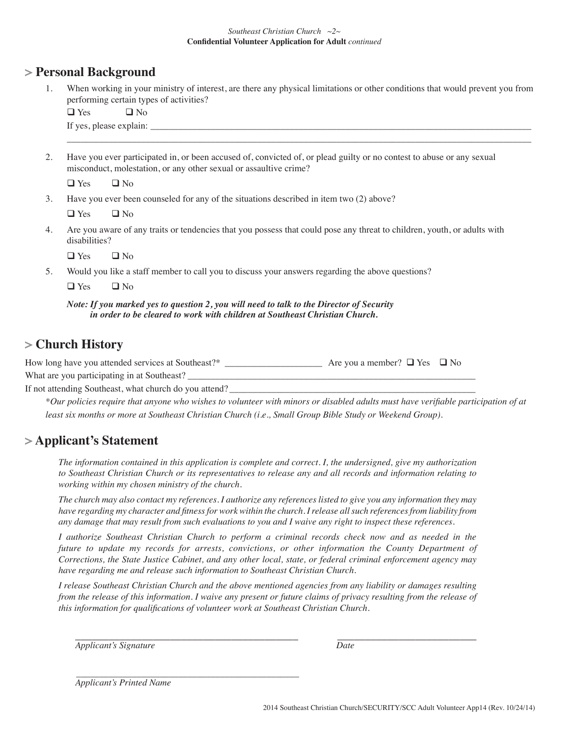## > Personal Background

1. When working in your ministry of interest, are there any physical limitations or other conditions that would prevent you from performing certain types of activities?

   ❑ Yes ❑ No

   If yes, please explain: ______________________________________________________________________________

   ______________________________________________________________________________________________

2. Have you ever participated in, or been accused of, convicted of, or plead guilty or no contest to abuse or any sexual misconduct, molestation, or any other sexual or assaultive crime?

   ❑ Yes ❑ No

3. Have you ever been counseled for any of the situations described in item two (2) above?

   ❑ Yes ❑ No

4. Are you aware of any traits or tendencies that you possess that could pose any threat to children, youth, or adults with disabilities?

   ❑ Yes ❑ No

5. Would you like a staff member to call you to discuss your answers regarding the above questions?

   ❑ Yes ❑ No

   ***Note: If you marked yes to question 2, you will need to talk to the Director of Security in order to be cleared to work with children at Southeast Christian Church.***

## > Church History

How long have you attended services at Southeast?* ____________________ Are you a member? ❑ Yes ❑ No

What are you participating in at Southeast? ______________________________________________________________

If not attending Southeast, what church do you attend? ______________________________________________________

*\*Our policies require that anyone who wishes to volunteer with minors or disabled adults must have verifiable participation of at least six months or more at Southeast Christian Church (i.e., Small Group Bible Study or Weekend Group).*

## > Applicant's Statement

*The information contained in this application is complete and correct. I, the undersigned, give my authorization to Southeast Christian Church or its representatives to release any and all records and information relating to working within my chosen ministry of the church.*

*The church may also contact my references. I authorize any references listed to give you any information they may have regarding my character and fitness for work within the church. I release all such references from liability from any damage that may result from such evaluations to you and I waive any right to inspect these references.*

*I authorize Southeast Christian Church to perform a criminal records check now and as needed in the future to update my records for arrests, convictions, or other information the County Department of Corrections, the State Justice Cabinet, and any other local, state, or federal criminal enforcement agency may have regarding me and release such information to Southeast Christian Church.*

*I release Southeast Christian Church and the above mentioned agencies from any liability or damages resulting from the release of this information. I waive any present or future claims of privacy resulting from the release of this information for qualifications of volunteer work at Southeast Christian Church.*

______________________________________________ ______________________________

*Applicant's Signature* *Date*

______________________________________________

*Applicant's Printed Name*

2014 Southeast Christian Church/SECURITY/SCC Adult Volunteer App14 (Rev. 10/24/14)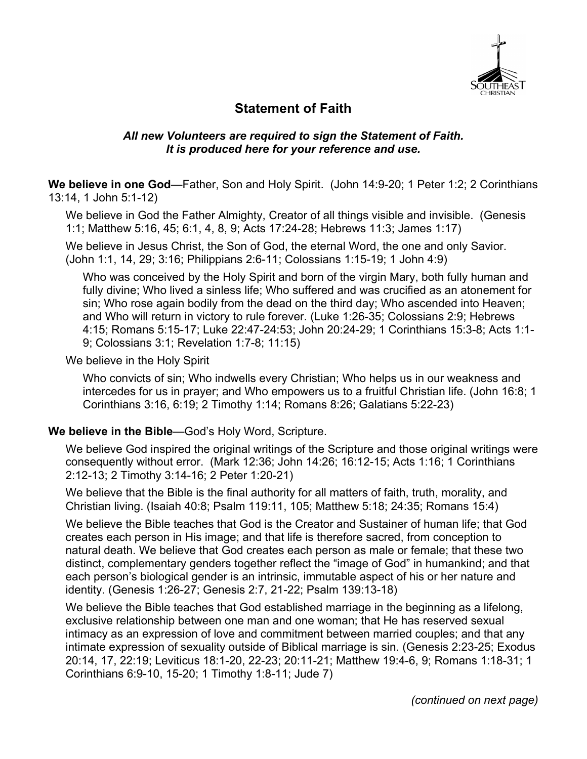## Statement of Faith

***All new Volunteers are required to sign the Statement of Faith.***
***It is produced here for your reference and use.***

**We believe in one God**—Father, Son and Holy Spirit. (John 14:9-20; 1 Peter 1:2; 2 Corinthians 13:14, 1 John 5:1-12)

We believe in God the Father Almighty, Creator of all things visible and invisible. (Genesis 1:1; Matthew 5:16, 45; 6:1, 4, 8, 9; Acts 17:24-28; Hebrews 11:3; James 1:17)

We believe in Jesus Christ, the Son of God, the eternal Word, the one and only Savior. (John 1:1, 14, 29; 3:16; Philippians 2:6-11; Colossians 1:15-19; 1 John 4:9)

Who was conceived by the Holy Spirit and born of the virgin Mary, both fully human and fully divine; Who lived a sinless life; Who suffered and was crucified as an atonement for sin; Who rose again bodily from the dead on the third day; Who ascended into Heaven; and Who will return in victory to rule forever. (Luke 1:26-35; Colossians 2:9; Hebrews 4:15; Romans 5:15-17; Luke 22:47-24:53; John 20:24-29; 1 Corinthians 15:3-8; Acts 1:1-9; Colossians 3:1; Revelation 1:7-8; 11:15)

We believe in the Holy Spirit

Who convicts of sin; Who indwells every Christian; Who helps us in our weakness and intercedes for us in prayer; and Who empowers us to a fruitful Christian life. (John 16:8; 1 Corinthians 3:16, 6:19; 2 Timothy 1:14; Romans 8:26; Galatians 5:22-23)

**We believe in the Bible**—God's Holy Word, Scripture.

We believe God inspired the original writings of the Scripture and those original writings were consequently without error. (Mark 12:36; John 14:26; 16:12-15; Acts 1:16; 1 Corinthians 2:12-13; 2 Timothy 3:14-16; 2 Peter 1:20-21)

We believe that the Bible is the final authority for all matters of faith, truth, morality, and Christian living. (Isaiah 40:8; Psalm 119:11, 105; Matthew 5:18; 24:35; Romans 15:4)

We believe the Bible teaches that God is the Creator and Sustainer of human life; that God creates each person in His image; and that life is therefore sacred, from conception to natural death. We believe that God creates each person as male or female; that these two distinct, complementary genders together reflect the "image of God" in humankind; and that each person's biological gender is an intrinsic, immutable aspect of his or her nature and identity. (Genesis 1:26-27; Genesis 2:7, 21-22; Psalm 139:13-18)

We believe the Bible teaches that God established marriage in the beginning as a lifelong, exclusive relationship between one man and one woman; that He has reserved sexual intimacy as an expression of love and commitment between married couples; and that any intimate expression of sexuality outside of Biblical marriage is sin. (Genesis 2:23-25; Exodus 20:14, 17, 22:19; Leviticus 18:1-20, 22-23; 20:11-21; Matthew 19:4-6, 9; Romans 1:18-31; 1 Corinthians 6:9-10, 15-20; 1 Timothy 1:8-11; Jude 7)

*(continued on next page)*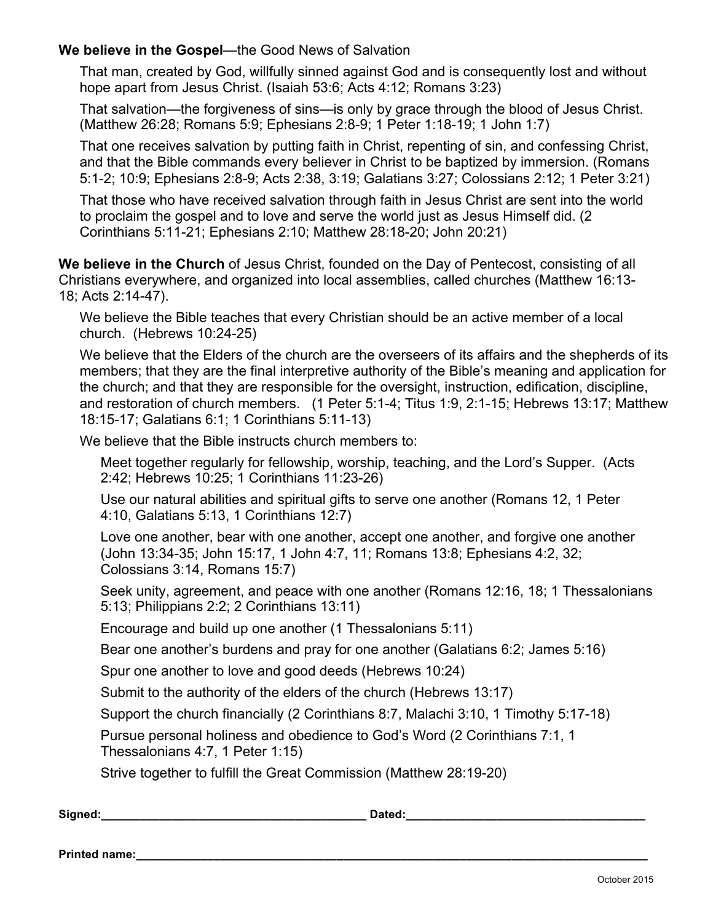**We believe in the Gospel**—the Good News of Salvation

That man, created by God, willfully sinned against God and is consequently lost and without hope apart from Jesus Christ. (Isaiah 53:6; Acts 4:12; Romans 3:23)

That salvation—the forgiveness of sins—is only by grace through the blood of Jesus Christ. (Matthew 26:28; Romans 5:9; Ephesians 2:8-9; 1 Peter 1:18-19; 1 John 1:7)

That one receives salvation by putting faith in Christ, repenting of sin, and confessing Christ, and that the Bible commands every believer in Christ to be baptized by immersion. (Romans 5:1-2; 10:9; Ephesians 2:8-9; Acts 2:38, 3:19; Galatians 3:27; Colossians 2:12; 1 Peter 3:21)

That those who have received salvation through faith in Jesus Christ are sent into the world to proclaim the gospel and to love and serve the world just as Jesus Himself did. (2 Corinthians 5:11-21; Ephesians 2:10; Matthew 28:18-20; John 20:21)

**We believe in the Church** of Jesus Christ, founded on the Day of Pentecost, consisting of all Christians everywhere, and organized into local assemblies, called churches (Matthew 16:13-18; Acts 2:14-47).

We believe the Bible teaches that every Christian should be an active member of a local church. (Hebrews 10:24-25)

We believe that the Elders of the church are the overseers of its affairs and the shepherds of its members; that they are the final interpretive authority of the Bible's meaning and application for the church; and that they are responsible for the oversight, instruction, edification, discipline, and restoration of church members. (1 Peter 5:1-4; Titus 1:9, 2:1-15; Hebrews 13:17; Matthew 18:15-17; Galatians 6:1; 1 Corinthians 5:11-13)

We believe that the Bible instructs church members to:

- Meet together regularly for fellowship, worship, teaching, and the Lord's Supper. (Acts 2:42; Hebrews 10:25; 1 Corinthians 11:23-26)
- Use our natural abilities and spiritual gifts to serve one another (Romans 12, 1 Peter 4:10, Galatians 5:13, 1 Corinthians 12:7)
- Love one another, bear with one another, accept one another, and forgive one another (John 13:34-35; John 15:17, 1 John 4:7, 11; Romans 13:8; Ephesians 4:2, 32; Colossians 3:14, Romans 15:7)
- Seek unity, agreement, and peace with one another (Romans 12:16, 18; 1 Thessalonians 5:13; Philippians 2:2; 2 Corinthians 13:11)
- Encourage and build up one another (1 Thessalonians 5:11)
- Bear one another's burdens and pray for one another (Galatians 6:2; James 5:16)
- Spur one another to love and good deeds (Hebrews 10:24)
- Submit to the authority of the elders of the church (Hebrews 13:17)
- Support the church financially (2 Corinthians 8:7, Malachi 3:10, 1 Timothy 5:17-18)
- Pursue personal holiness and obedience to God's Word (2 Corinthians 7:1, 1 Thessalonians 4:7, 1 Peter 1:15)
- Strive together to fulfill the Great Commission (Matthew 28:19-20)

**Signed:**_______________________________________ **Dated:**____________________________________

**Printed name:**_________________________________________________________________________

October 2015